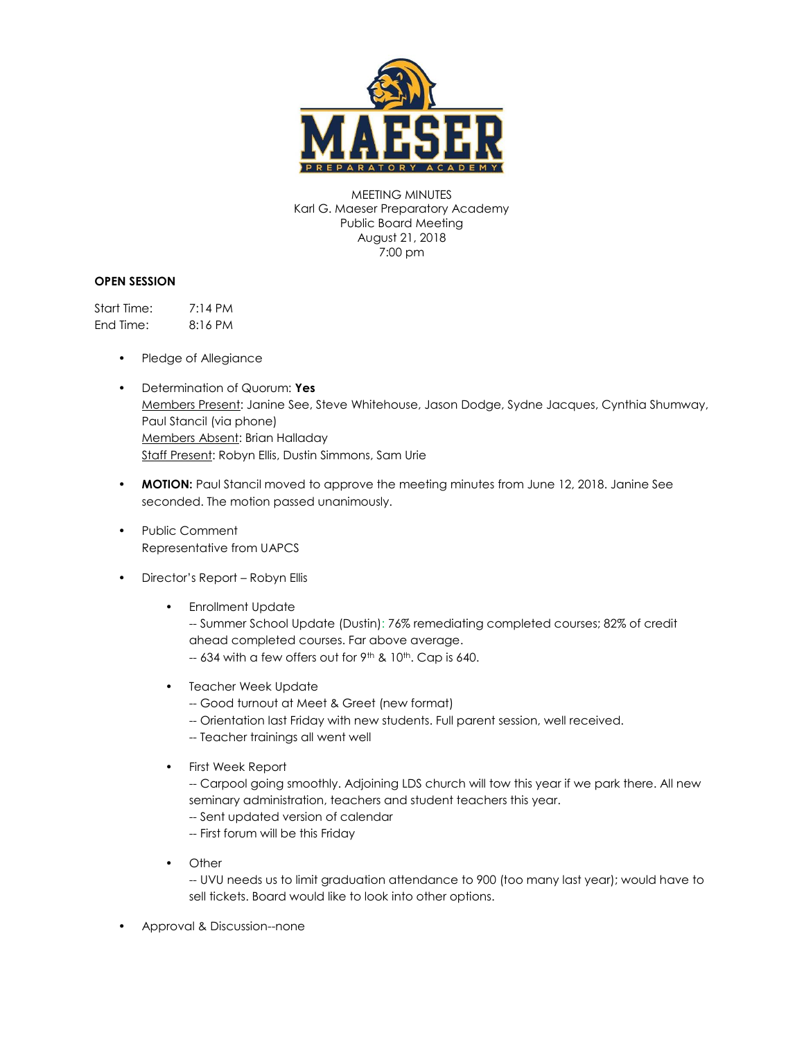MEETING MINUTES
Karl G. Maeser Preparatory Academy
Public Board Meeting
August 21, 2018
7:00 pm

**OPEN SESSION**

Start Time: 7:14 PM
End Time: 8:16 PM

- Pledge of Allegiance
- Determination of Quorum: **Yes**
  Members Present: Janine See, Steve Whitehouse, Jason Dodge, Sydne Jacques, Cynthia Shumway, Paul Stancil (via phone)
  Members Absent: Brian Halladay
  Staff Present: Robyn Ellis, Dustin Simmons, Sam Urie
- **MOTION:** Paul Stancil moved to approve the meeting minutes from June 12, 2018. Janine See seconded. The motion passed unanimously.
- Public Comment
  Representative from UAPCS
- Director's Report – Robyn Ellis
  - Enrollment Update
    -- Summer School Update (Dustin): 76% remediating completed courses; 82% of credit ahead completed courses. Far above average.
    -- 634 with a few offers out for 9th & 10th. Cap is 640.
  - Teacher Week Update
    -- Good turnout at Meet & Greet (new format)
    -- Orientation last Friday with new students. Full parent session, well received.
    -- Teacher trainings all went well
  - First Week Report
    -- Carpool going smoothly. Adjoining LDS church will tow this year if we park there. All new seminary administration, teachers and student teachers this year.
    -- Sent updated version of calendar
    -- First forum will be this Friday
  - Other
    -- UVU needs us to limit graduation attendance to 900 (too many last year); would have to sell tickets. Board would like to look into other options.
- Approval & Discussion--none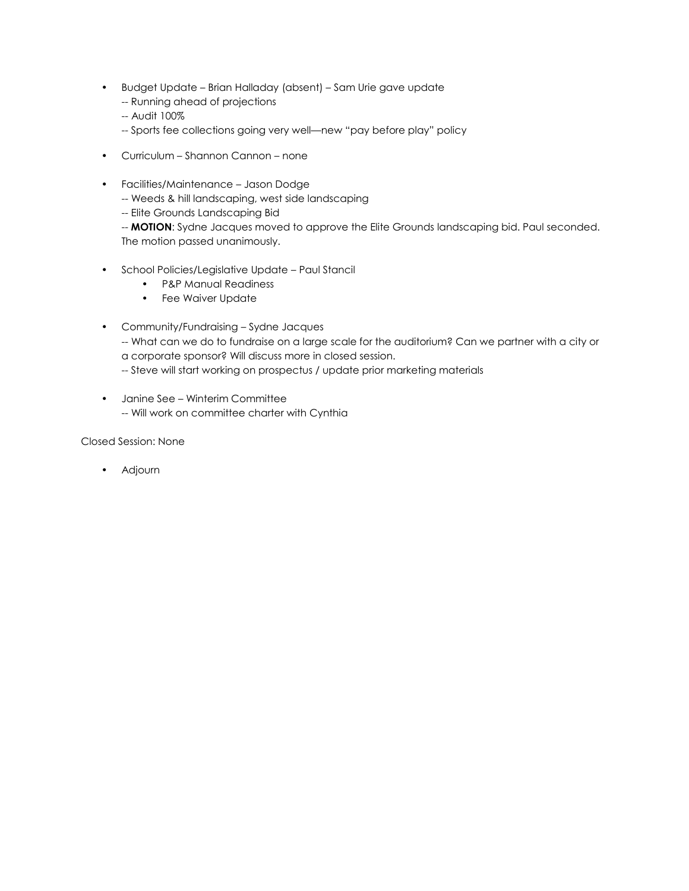- Budget Update – Brian Halladay (absent) – Sam Urie gave update
  -- Running ahead of projections
  -- Audit 100%
  -- Sports fee collections going very well—new "pay before play" policy

- Curriculum – Shannon Cannon – none

- Facilities/Maintenance – Jason Dodge
  -- Weeds & hill landscaping, west side landscaping
  -- Elite Grounds Landscaping Bid
  -- **MOTION**: Sydne Jacques moved to approve the Elite Grounds landscaping bid. Paul seconded. The motion passed unanimously.

- School Policies/Legislative Update – Paul Stancil
  - P&P Manual Readiness
  - Fee Waiver Update

- Community/Fundraising – Sydne Jacques
  -- What can we do to fundraise on a large scale for the auditorium? Can we partner with a city or a corporate sponsor? Will discuss more in closed session.
  -- Steve will start working on prospectus / update prior marketing materials

- Janine See – Winterim Committee
  -- Will work on committee charter with Cynthia

Closed Session: None

- Adjourn